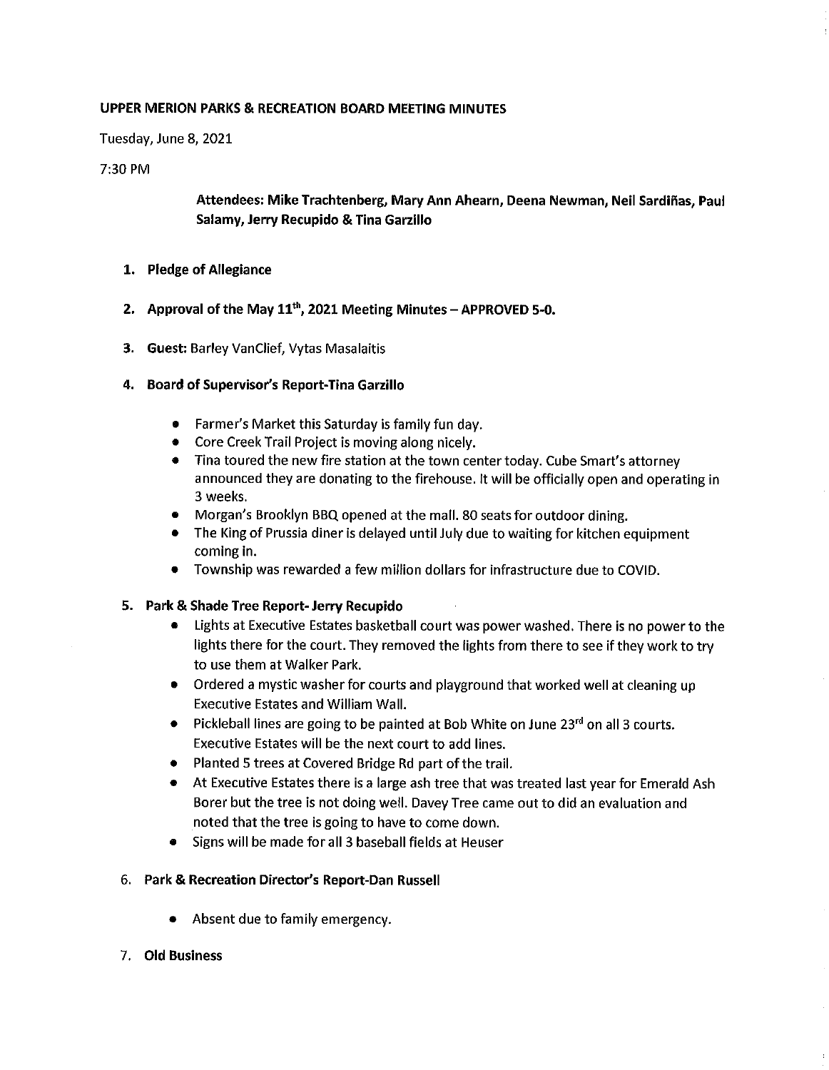**UPPER MERION PARKS & RECREATION BOARD MEETING MINUTES**

Tuesday, June 8, 2021

7:30 PM

**Attendees: Mike Trachtenberg, Mary Ann Ahearn, Deena Newman, Neil Sardiñas, Paul Salamy, Jerry Recupido & Tina Garzillo**

1. **Pledge of Allegiance**

2. **Approval of the May 11th, 2021 Meeting Minutes – APPROVED 5-0.**

3. **Guest:** Barley VanClief, Vytas Masalaitis

4. **Board of Supervisor's Report-Tina Garzillo**
   - Farmer's Market this Saturday is family fun day.
   - Core Creek Trail Project is moving along nicely.
   - Tina toured the new fire station at the town center today. Cube Smart's attorney announced they are donating to the firehouse. It will be officially open and operating in 3 weeks.
   - Morgan's Brooklyn BBQ opened at the mall. 80 seats for outdoor dining.
   - The King of Prussia diner is delayed until July due to waiting for kitchen equipment coming in.
   - Township was rewarded a few million dollars for infrastructure due to COVID.

5. **Park & Shade Tree Report- Jerry Recupido**
   - Lights at Executive Estates basketball court was power washed. There is no power to the lights there for the court. They removed the lights from there to see if they work to try to use them at Walker Park.
   - Ordered a mystic washer for courts and playground that worked well at cleaning up Executive Estates and William Wall.
   - Pickleball lines are going to be painted at Bob White on June 23rd on all 3 courts. Executive Estates will be the next court to add lines.
   - Planted 5 trees at Covered Bridge Rd part of the trail.
   - At Executive Estates there is a large ash tree that was treated last year for Emerald Ash Borer but the tree is not doing well. Davey Tree came out to did an evaluation and noted that the tree is going to have to come down.
   - Signs will be made for all 3 baseball fields at Heuser

6. **Park & Recreation Director's Report-Dan Russell**
   - Absent due to family emergency.

7. **Old Business**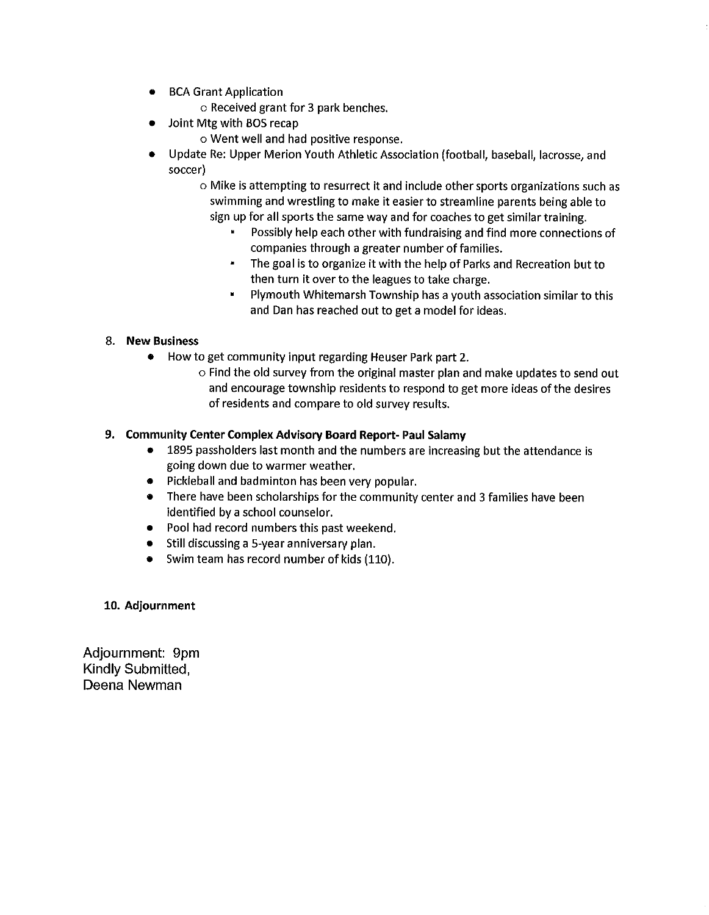- BCA Grant Application
  - Received grant for 3 park benches.
- Joint Mtg with BOS recap
  - Went well and had positive response.
- Update Re: Upper Merion Youth Athletic Association (football, baseball, lacrosse, and soccer)
  - Mike is attempting to resurrect it and include other sports organizations such as swimming and wrestling to make it easier to streamline parents being able to sign up for all sports the same way and for coaches to get similar training.
    - Possibly help each other with fundraising and find more connections of companies through a greater number of families.
    - The goal is to organize it with the help of Parks and Recreation but to then turn it over to the leagues to take charge.
    - Plymouth Whitemarsh Township has a youth association similar to this and Dan has reached out to get a model for ideas.

8. **New Business**
   - How to get community input regarding Heuser Park part 2.
     - Find the old survey from the original master plan and make updates to send out and encourage township residents to respond to get more ideas of the desires of residents and compare to old survey results.

9. **Community Center Complex Advisory Board Report- Paul Salamy**
   - 1895 passholders last month and the numbers are increasing but the attendance is going down due to warmer weather.
   - Pickleball and badminton has been very popular.
   - There have been scholarships for the community center and 3 families have been identified by a school counselor.
   - Pool had record numbers this past weekend.
   - Still discussing a 5-year anniversary plan.
   - Swim team has record number of kids (110).

10. **Adjournment**

Adjournment: 9pm
Kindly Submitted,
Deena Newman